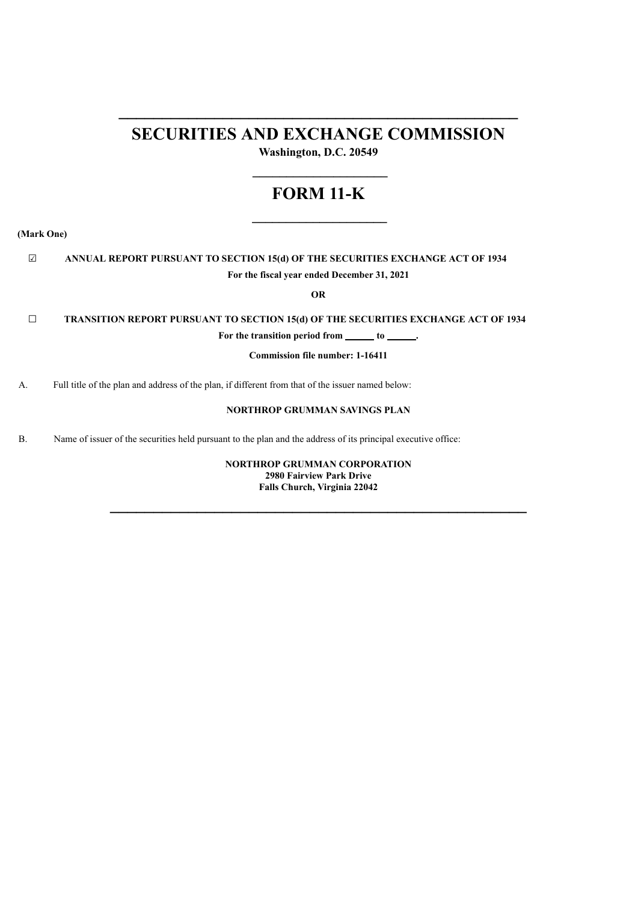# SECURITIES AND EXCHANGE COMMISSION

**Washington, D.C. 20549**

# FORM 11-K

**(Mark One)**

☑ **ANNUAL REPORT PURSUANT TO SECTION 15(d) OF THE SECURITIES EXCHANGE ACT OF 1934**

**For the fiscal year ended December 31, 2021**

**OR**

☐ **TRANSITION REPORT PURSUANT TO SECTION 15(d) OF THE SECURITIES EXCHANGE ACT OF 1934**

**For the transition period from ______ to ______.**

**Commission file number: 1-16411**

A. Full title of the plan and address of the plan, if different from that of the issuer named below:

**NORTHROP GRUMMAN SAVINGS PLAN**

B. Name of issuer of the securities held pursuant to the plan and the address of its principal executive office:

**NORTHROP GRUMMAN CORPORATION**
**2980 Fairview Park Drive**
**Falls Church, Virginia 22042**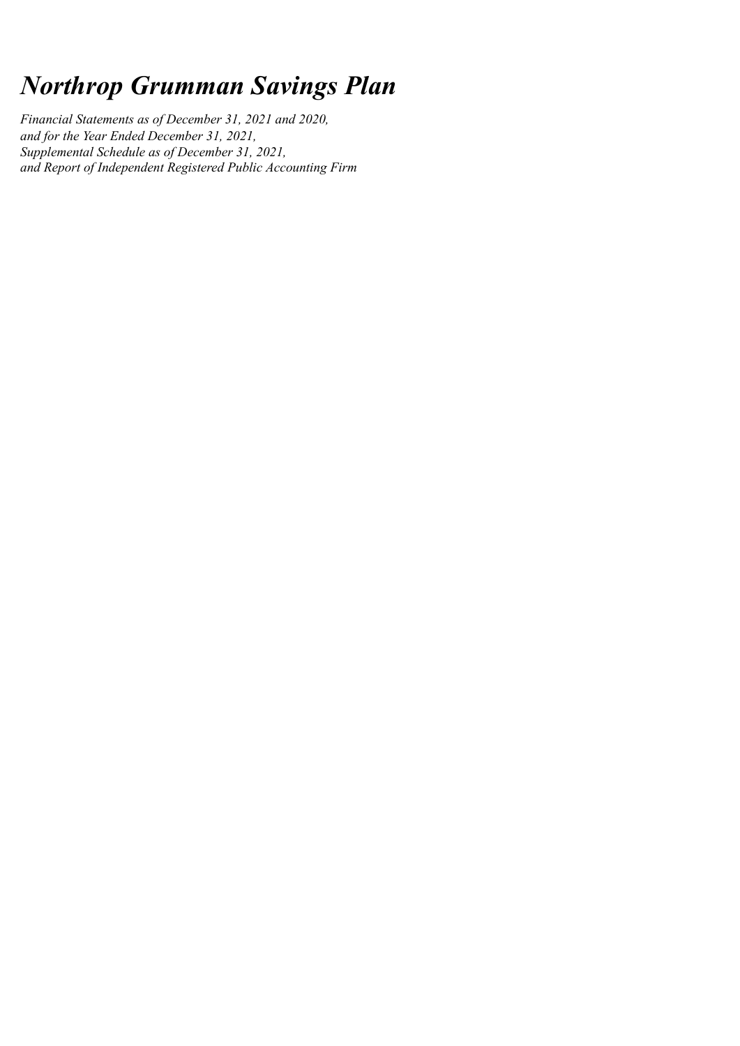# *Northrop Grumman Savings Plan*

*Financial Statements as of December 31, 2021 and 2020,*
*and for the Year Ended December 31, 2021,*
*Supplemental Schedule as of December 31, 2021,*
*and Report of Independent Registered Public Accounting Firm*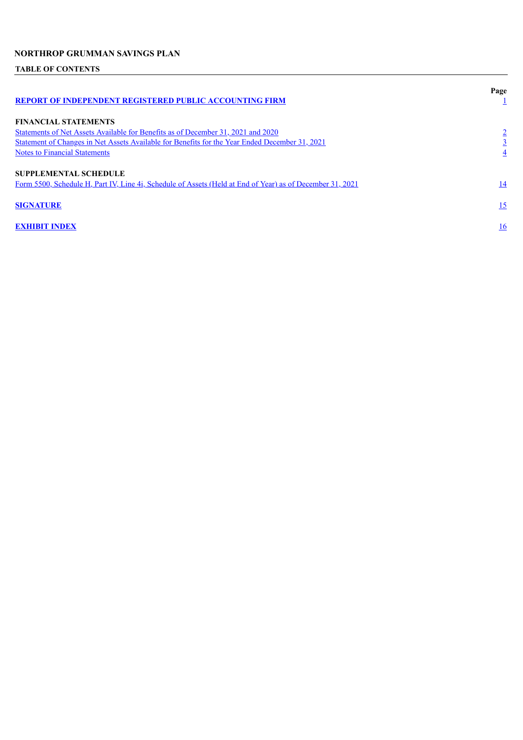# NORTHROP GRUMMAN SAVINGS PLAN

## TABLE OF CONTENTS

| | Page |
|---|---|
| **REPORT OF INDEPENDENT REGISTERED PUBLIC ACCOUNTING FIRM** | 1 |
| **FINANCIAL STATEMENTS** | |
| Statements of Net Assets Available for Benefits as of December 31, 2021 and 2020 | 2 |
| Statement of Changes in Net Assets Available for Benefits for the Year Ended December 31, 2021 | 3 |
| Notes to Financial Statements | 4 |
| **SUPPLEMENTAL SCHEDULE** | |
| Form 5500, Schedule H, Part IV, Line 4i, Schedule of Assets (Held at End of Year) as of December 31, 2021 | 14 |
| **SIGNATURE** | 15 |
| **EXHIBIT INDEX** | 16 |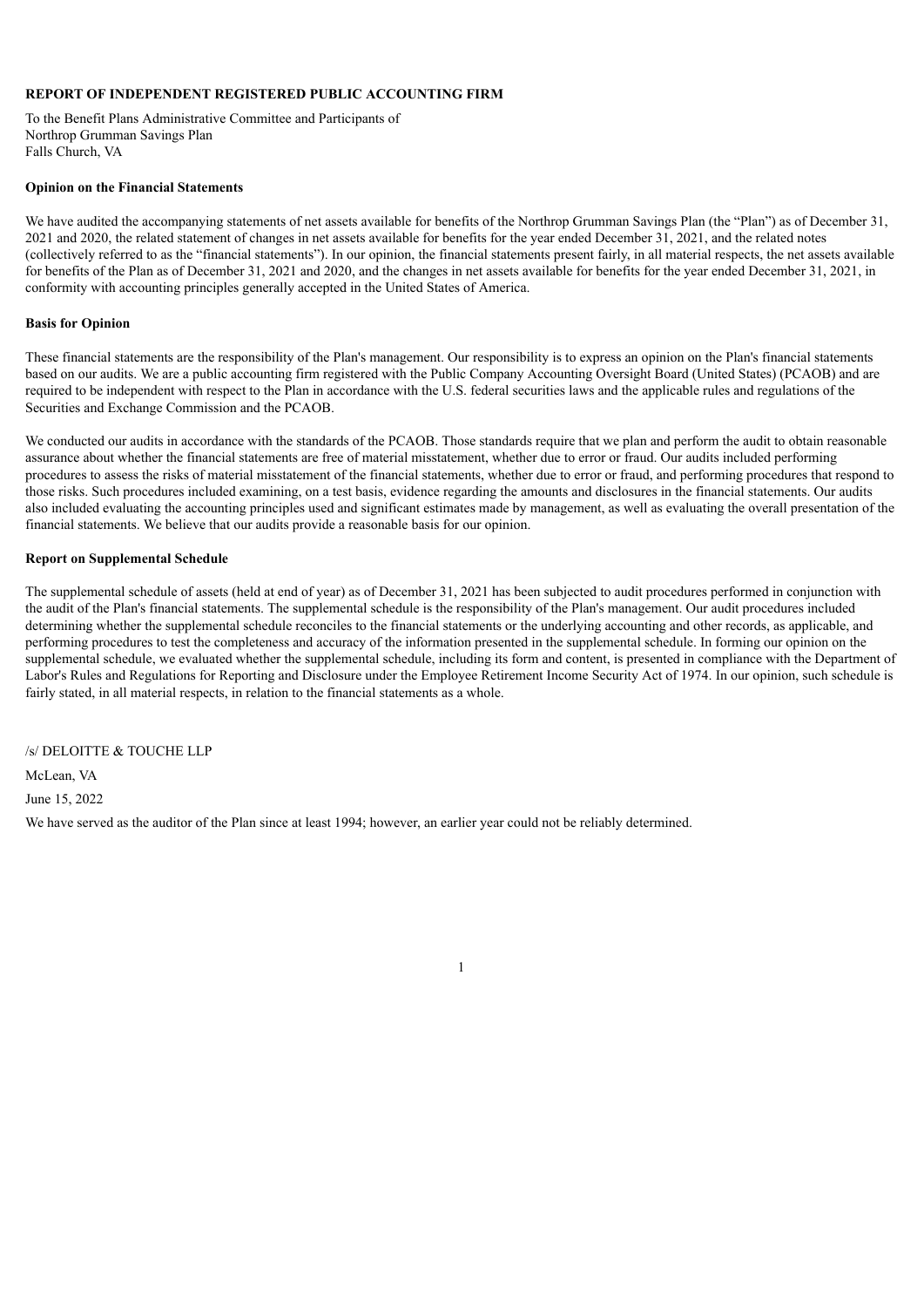**REPORT OF INDEPENDENT REGISTERED PUBLIC ACCOUNTING FIRM**

To the Benefit Plans Administrative Committee and Participants of
Northrop Grumman Savings Plan
Falls Church, VA

**Opinion on the Financial Statements**

We have audited the accompanying statements of net assets available for benefits of the Northrop Grumman Savings Plan (the "Plan") as of December 31, 2021 and 2020, the related statement of changes in net assets available for benefits for the year ended December 31, 2021, and the related notes (collectively referred to as the "financial statements"). In our opinion, the financial statements present fairly, in all material respects, the net assets available for benefits of the Plan as of December 31, 2021 and 2020, and the changes in net assets available for benefits for the year ended December 31, 2021, in conformity with accounting principles generally accepted in the United States of America.

**Basis for Opinion**

These financial statements are the responsibility of the Plan's management. Our responsibility is to express an opinion on the Plan's financial statements based on our audits. We are a public accounting firm registered with the Public Company Accounting Oversight Board (United States) (PCAOB) and are required to be independent with respect to the Plan in accordance with the U.S. federal securities laws and the applicable rules and regulations of the Securities and Exchange Commission and the PCAOB.

We conducted our audits in accordance with the standards of the PCAOB. Those standards require that we plan and perform the audit to obtain reasonable assurance about whether the financial statements are free of material misstatement, whether due to error or fraud. Our audits included performing procedures to assess the risks of material misstatement of the financial statements, whether due to error or fraud, and performing procedures that respond to those risks. Such procedures included examining, on a test basis, evidence regarding the amounts and disclosures in the financial statements. Our audits also included evaluating the accounting principles used and significant estimates made by management, as well as evaluating the overall presentation of the financial statements. We believe that our audits provide a reasonable basis for our opinion.

**Report on Supplemental Schedule**

The supplemental schedule of assets (held at end of year) as of December 31, 2021 has been subjected to audit procedures performed in conjunction with the audit of the Plan's financial statements. The supplemental schedule is the responsibility of the Plan's management. Our audit procedures included determining whether the supplemental schedule reconciles to the financial statements or the underlying accounting and other records, as applicable, and performing procedures to test the completeness and accuracy of the information presented in the supplemental schedule. In forming our opinion on the supplemental schedule, we evaluated whether the supplemental schedule, including its form and content, is presented in compliance with the Department of Labor's Rules and Regulations for Reporting and Disclosure under the Employee Retirement Income Security Act of 1974. In our opinion, such schedule is fairly stated, in all material respects, in relation to the financial statements as a whole.

/s/ DELOITTE & TOUCHE LLP

McLean, VA

June 15, 2022

We have served as the auditor of the Plan since at least 1994; however, an earlier year could not be reliably determined.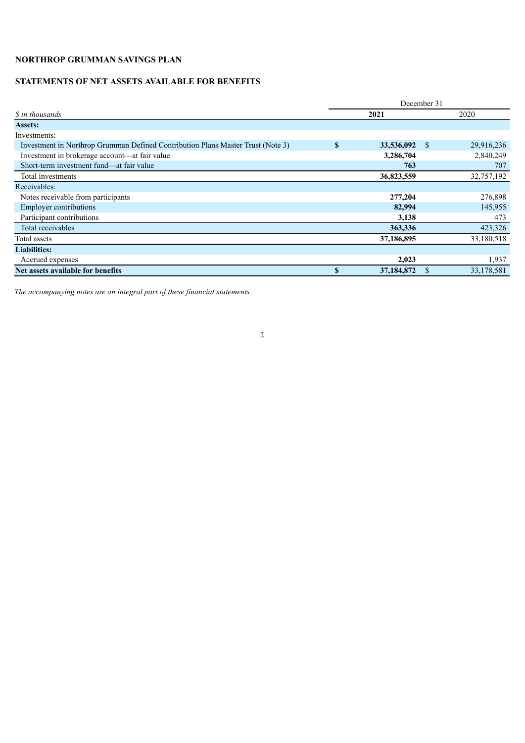**NORTHROP GRUMMAN SAVINGS PLAN**

**STATEMENTS OF NET ASSETS AVAILABLE FOR BENEFITS**

| | December 31 | |
|---|---|---|
| *$ in thousands* | **2021** | 2020 |
| **Assets:** | | |
| Investments: | | |
| Investment in Northrop Grumman Defined Contribution Plans Master Trust (Note 3) | **$ 33,536,092** | $ 29,916,236 |
| Investment in brokerage account—at fair value | **3,286,704** | 2,840,249 |
| Short-term investment fund—at fair value | **763** | 707 |
| Total investments | **36,823,559** | 32,757,192 |
| Receivables: | | |
| Notes receivable from participants | **277,204** | 276,898 |
| Employer contributions | **82,994** | 145,955 |
| Participant contributions | **3,138** | 473 |
| Total receivables | **363,336** | 423,326 |
| Total assets | **37,186,895** | 33,180,518 |
| **Liabilities:** | | |
| Accrued expenses | **2,023** | 1,937 |
| **Net assets available for benefits** | **$ 37,184,872** | $ 33,178,581 |

*The accompanying notes are an integral part of these financial statements.*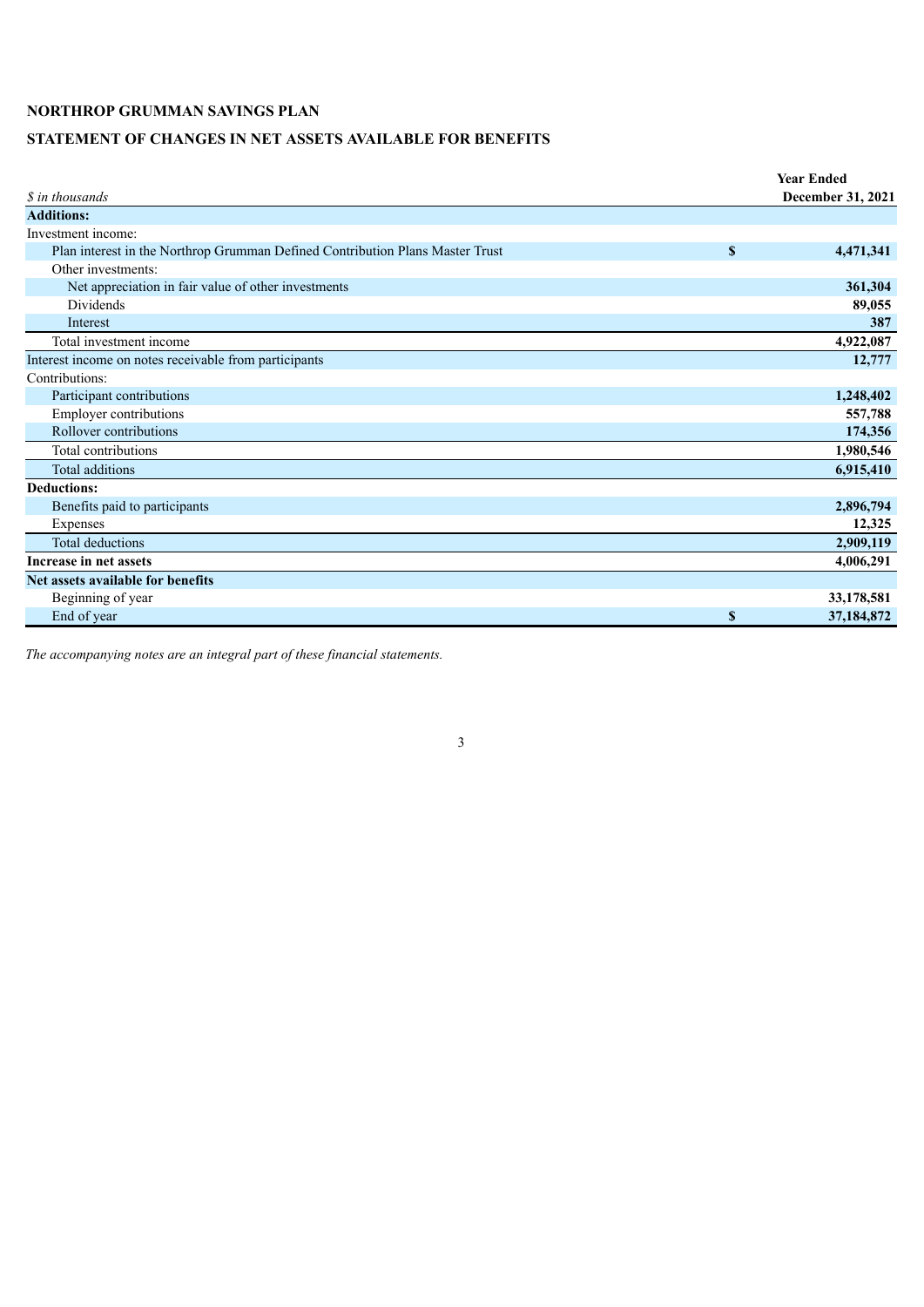**NORTHROP GRUMMAN SAVINGS PLAN**

**STATEMENT OF CHANGES IN NET ASSETS AVAILABLE FOR BENEFITS**

| *$ in thousands* | | Year Ended December 31, 2021 |
|---|---|---|
| **Additions:** | | |
| Investment income: | | |
| Plan interest in the Northrop Grumman Defined Contribution Plans Master Trust | **$** | **4,471,341** |
| Other investments: | | |
| Net appreciation in fair value of other investments | | **361,304** |
| Dividends | | **89,055** |
| Interest | | **387** |
| Total investment income | | **4,922,087** |
| Interest income on notes receivable from participants | | **12,777** |
| Contributions: | | |
| Participant contributions | | **1,248,402** |
| Employer contributions | | **557,788** |
| Rollover contributions | | **174,356** |
| Total contributions | | **1,980,546** |
| Total additions | | **6,915,410** |
| **Deductions:** | | |
| Benefits paid to participants | | **2,896,794** |
| Expenses | | **12,325** |
| Total deductions | | **2,909,119** |
| **Increase in net assets** | | **4,006,291** |
| **Net assets available for benefits** | | |
| Beginning of year | | **33,178,581** |
| End of year | **$** | **37,184,872** |

*The accompanying notes are an integral part of these financial statements.*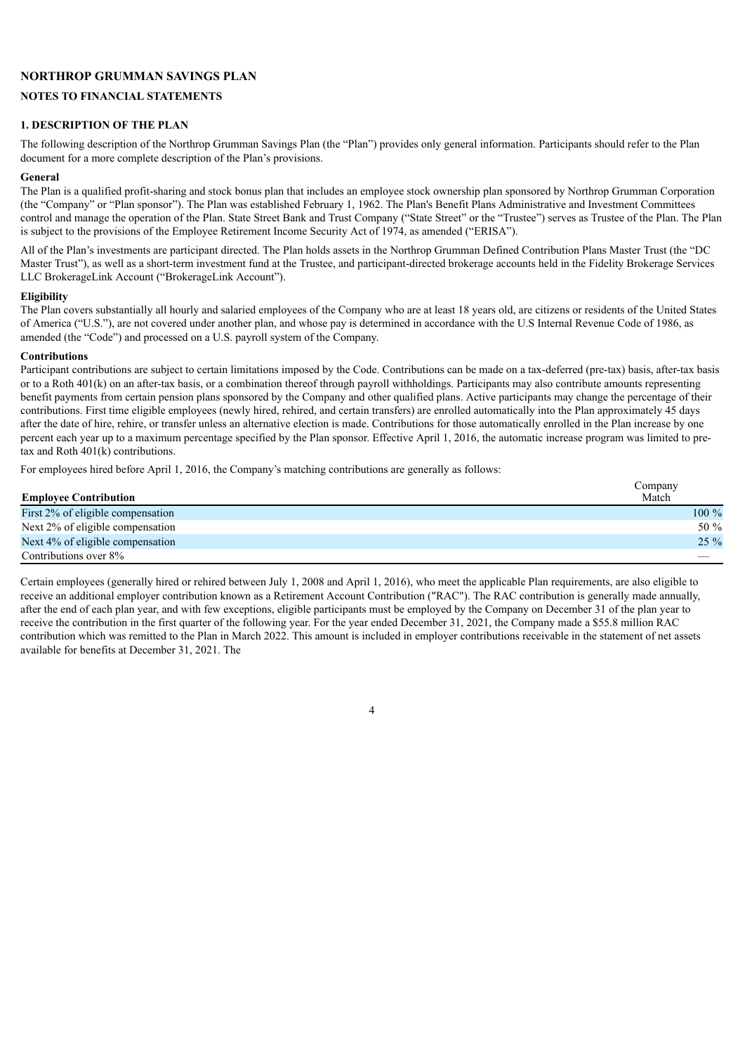# NORTHROP GRUMMAN SAVINGS PLAN

## NOTES TO FINANCIAL STATEMENTS

### 1. DESCRIPTION OF THE PLAN

The following description of the Northrop Grumman Savings Plan (the "Plan") provides only general information. Participants should refer to the Plan document for a more complete description of the Plan's provisions.

**General**

The Plan is a qualified profit-sharing and stock bonus plan that includes an employee stock ownership plan sponsored by Northrop Grumman Corporation (the "Company" or "Plan sponsor"). The Plan was established February 1, 1962. The Plan's Benefit Plans Administrative and Investment Committees control and manage the operation of the Plan. State Street Bank and Trust Company ("State Street" or the "Trustee") serves as Trustee of the Plan. The Plan is subject to the provisions of the Employee Retirement Income Security Act of 1974, as amended ("ERISA").

All of the Plan's investments are participant directed. The Plan holds assets in the Northrop Grumman Defined Contribution Plans Master Trust (the "DC Master Trust"), as well as a short-term investment fund at the Trustee, and participant-directed brokerage accounts held in the Fidelity Brokerage Services LLC BrokerageLink Account ("BrokerageLink Account").

**Eligibility**

The Plan covers substantially all hourly and salaried employees of the Company who are at least 18 years old, are citizens or residents of the United States of America ("U.S."), are not covered under another plan, and whose pay is determined in accordance with the U.S Internal Revenue Code of 1986, as amended (the "Code") and processed on a U.S. payroll system of the Company.

**Contributions**

Participant contributions are subject to certain limitations imposed by the Code. Contributions can be made on a tax-deferred (pre-tax) basis, after-tax basis or to a Roth 401(k) on an after-tax basis, or a combination thereof through payroll withholdings. Participants may also contribute amounts representing benefit payments from certain pension plans sponsored by the Company and other qualified plans. Active participants may change the percentage of their contributions. First time eligible employees (newly hired, rehired, and certain transfers) are enrolled automatically into the Plan approximately 45 days after the date of hire, rehire, or transfer unless an alternative election is made. Contributions for those automatically enrolled in the Plan increase by one percent each year up to a maximum percentage specified by the Plan sponsor. Effective April 1, 2016, the automatic increase program was limited to pre-tax and Roth 401(k) contributions.

For employees hired before April 1, 2016, the Company's matching contributions are generally as follows:

| Employee Contribution | Company Match |
|---|---|
| First 2% of eligible compensation | 100 % |
| Next 2% of eligible compensation | 50 % |
| Next 4% of eligible compensation | 25 % |
| Contributions over 8% | — |

Certain employees (generally hired or rehired between July 1, 2008 and April 1, 2016), who meet the applicable Plan requirements, are also eligible to receive an additional employer contribution known as a Retirement Account Contribution ("RAC"). The RAC contribution is generally made annually, after the end of each plan year, and with few exceptions, eligible participants must be employed by the Company on December 31 of the plan year to receive the contribution in the first quarter of the following year. For the year ended December 31, 2021, the Company made a $55.8 million RAC contribution which was remitted to the Plan in March 2022. This amount is included in employer contributions receivable in the statement of net assets available for benefits at December 31, 2021. The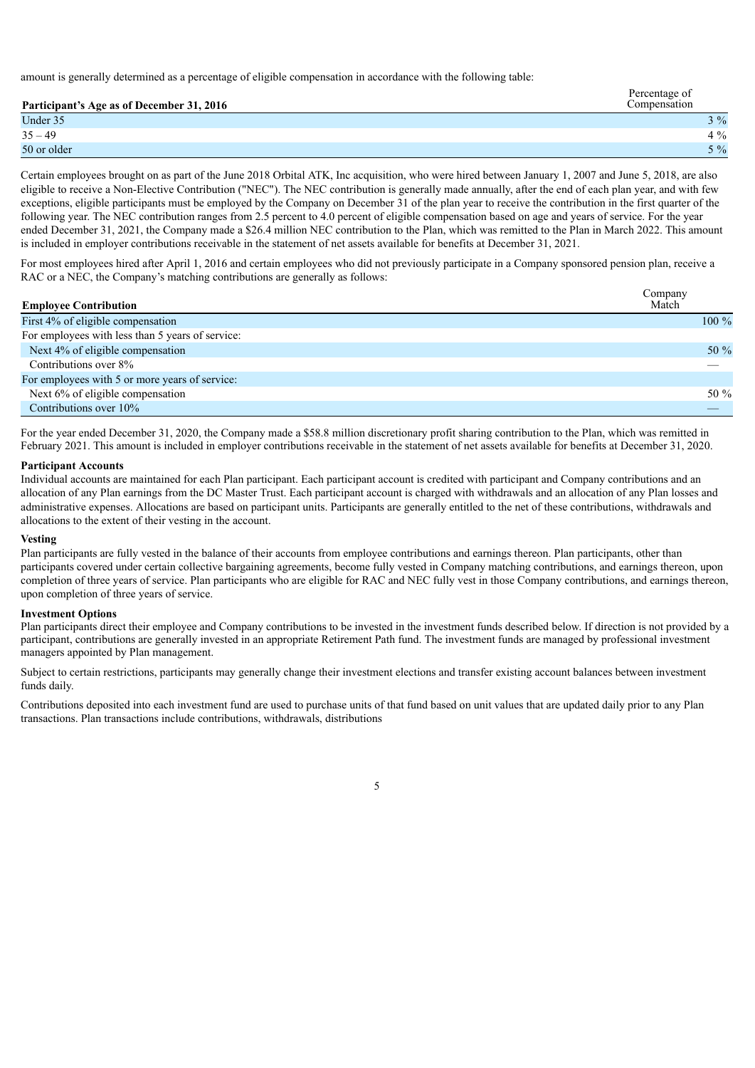amount is generally determined as a percentage of eligible compensation in accordance with the following table:

| Participant's Age as of December 31, 2016 | Percentage of Compensation |
|---|---|
| Under 35 | 3 % |
| 35 – 49 | 4 % |
| 50 or older | 5 % |

Certain employees brought on as part of the June 2018 Orbital ATK, Inc acquisition, who were hired between January 1, 2007 and June 5, 2018, are also eligible to receive a Non-Elective Contribution ("NEC"). The NEC contribution is generally made annually, after the end of each plan year, and with few exceptions, eligible participants must be employed by the Company on December 31 of the plan year to receive the contribution in the first quarter of the following year. The NEC contribution ranges from 2.5 percent to 4.0 percent of eligible compensation based on age and years of service. For the year ended December 31, 2021, the Company made a $26.4 million NEC contribution to the Plan, which was remitted to the Plan in March 2022. This amount is included in employer contributions receivable in the statement of net assets available for benefits at December 31, 2021.

For most employees hired after April 1, 2016 and certain employees who did not previously participate in a Company sponsored pension plan, receive a RAC or a NEC, the Company's matching contributions are generally as follows:

| Employee Contribution | Company Match |
|---|---|
| First 4% of eligible compensation | 100 % |
| For employees with less than 5 years of service: | |
| Next 4% of eligible compensation | 50 % |
| Contributions over 8% | — |
| For employees with 5 or more years of service: | |
| Next 6% of eligible compensation | 50 % |
| Contributions over 10% | — |

For the year ended December 31, 2020, the Company made a $58.8 million discretionary profit sharing contribution to the Plan, which was remitted in February 2021. This amount is included in employer contributions receivable in the statement of net assets available for benefits at December 31, 2020.

**Participant Accounts**

Individual accounts are maintained for each Plan participant. Each participant account is credited with participant and Company contributions and an allocation of any Plan earnings from the DC Master Trust. Each participant account is charged with withdrawals and an allocation of any Plan losses and administrative expenses. Allocations are based on participant units. Participants are generally entitled to the net of these contributions, withdrawals and allocations to the extent of their vesting in the account.

**Vesting**

Plan participants are fully vested in the balance of their accounts from employee contributions and earnings thereon. Plan participants, other than participants covered under certain collective bargaining agreements, become fully vested in Company matching contributions, and earnings thereon, upon completion of three years of service. Plan participants who are eligible for RAC and NEC fully vest in those Company contributions, and earnings thereon, upon completion of three years of service.

**Investment Options**

Plan participants direct their employee and Company contributions to be invested in the investment funds described below. If direction is not provided by a participant, contributions are generally invested in an appropriate Retirement Path fund. The investment funds are managed by professional investment managers appointed by Plan management.

Subject to certain restrictions, participants may generally change their investment elections and transfer existing account balances between investment funds daily.

Contributions deposited into each investment fund are used to purchase units of that fund based on unit values that are updated daily prior to any Plan transactions. Plan transactions include contributions, withdrawals, distributions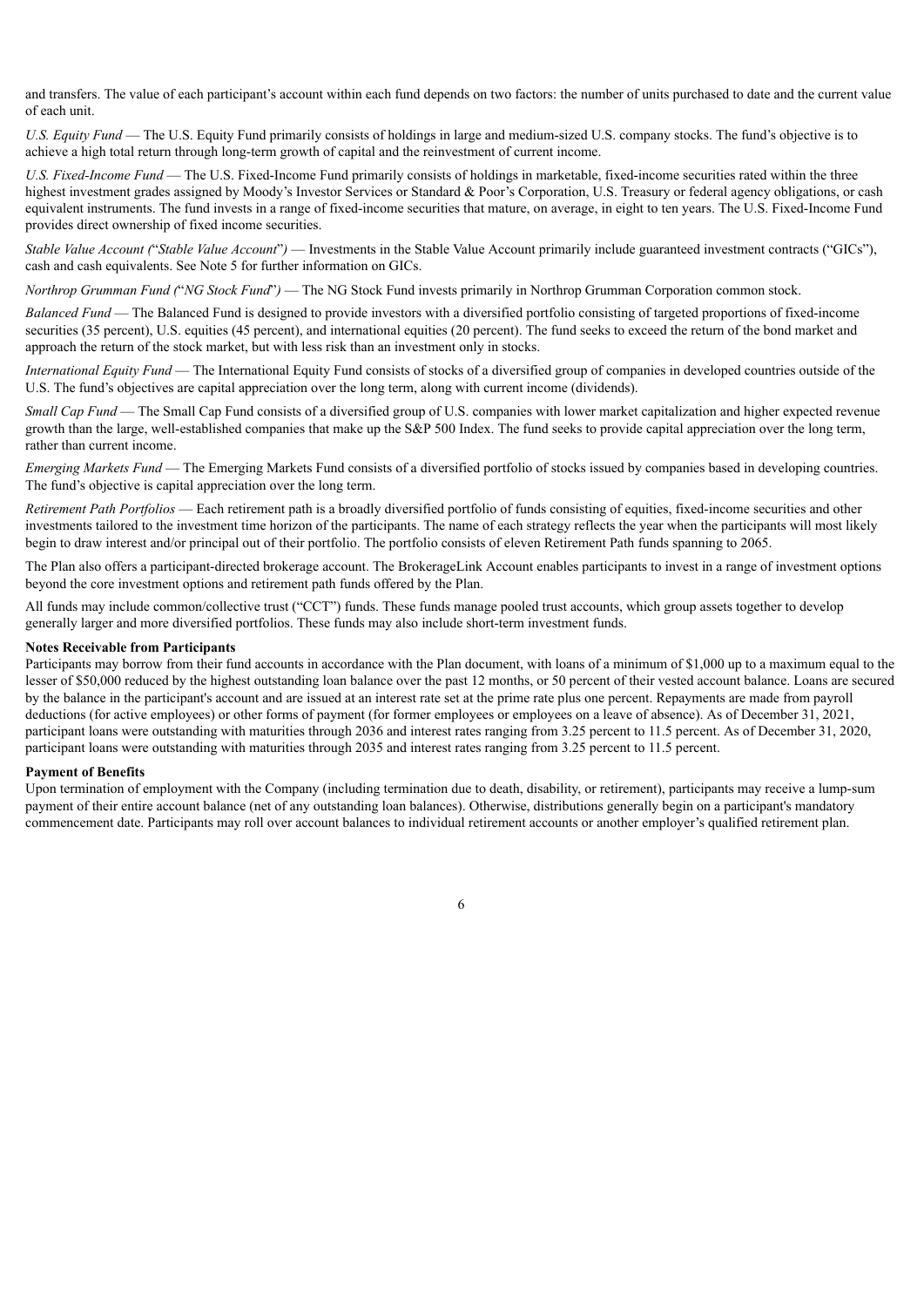and transfers. The value of each participant's account within each fund depends on two factors: the number of units purchased to date and the current value of each unit.

*U.S. Equity Fund* — The U.S. Equity Fund primarily consists of holdings in large and medium-sized U.S. company stocks. The fund's objective is to achieve a high total return through long-term growth of capital and the reinvestment of current income.

*U.S. Fixed-Income Fund* — The U.S. Fixed-Income Fund primarily consists of holdings in marketable, fixed-income securities rated within the three highest investment grades assigned by Moody's Investor Services or Standard & Poor's Corporation, U.S. Treasury or federal agency obligations, or cash equivalent instruments. The fund invests in a range of fixed-income securities that mature, on average, in eight to ten years. The U.S. Fixed-Income Fund provides direct ownership of fixed income securities.

*Stable Value Account ("Stable Value Account")* — Investments in the Stable Value Account primarily include guaranteed investment contracts ("GICs"), cash and cash equivalents. See Note 5 for further information on GICs.

*Northrop Grumman Fund ("NG Stock Fund")* — The NG Stock Fund invests primarily in Northrop Grumman Corporation common stock.

*Balanced Fund* — The Balanced Fund is designed to provide investors with a diversified portfolio consisting of targeted proportions of fixed-income securities (35 percent), U.S. equities (45 percent), and international equities (20 percent). The fund seeks to exceed the return of the bond market and approach the return of the stock market, but with less risk than an investment only in stocks.

*International Equity Fund* — The International Equity Fund consists of stocks of a diversified group of companies in developed countries outside of the U.S. The fund's objectives are capital appreciation over the long term, along with current income (dividends).

*Small Cap Fund* — The Small Cap Fund consists of a diversified group of U.S. companies with lower market capitalization and higher expected revenue growth than the large, well-established companies that make up the S&P 500 Index. The fund seeks to provide capital appreciation over the long term, rather than current income.

*Emerging Markets Fund* — The Emerging Markets Fund consists of a diversified portfolio of stocks issued by companies based in developing countries. The fund's objective is capital appreciation over the long term.

*Retirement Path Portfolios* — Each retirement path is a broadly diversified portfolio of funds consisting of equities, fixed-income securities and other investments tailored to the investment time horizon of the participants. The name of each strategy reflects the year when the participants will most likely begin to draw interest and/or principal out of their portfolio. The portfolio consists of eleven Retirement Path funds spanning to 2065.

The Plan also offers a participant-directed brokerage account. The BrokerageLink Account enables participants to invest in a range of investment options beyond the core investment options and retirement path funds offered by the Plan.

All funds may include common/collective trust ("CCT") funds. These funds manage pooled trust accounts, which group assets together to develop generally larger and more diversified portfolios. These funds may also include short-term investment funds.

**Notes Receivable from Participants**

Participants may borrow from their fund accounts in accordance with the Plan document, with loans of a minimum of $1,000 up to a maximum equal to the lesser of $50,000 reduced by the highest outstanding loan balance over the past 12 months, or 50 percent of their vested account balance. Loans are secured by the balance in the participant's account and are issued at an interest rate set at the prime rate plus one percent. Repayments are made from payroll deductions (for active employees) or other forms of payment (for former employees or employees on a leave of absence). As of December 31, 2021, participant loans were outstanding with maturities through 2036 and interest rates ranging from 3.25 percent to 11.5 percent. As of December 31, 2020, participant loans were outstanding with maturities through 2035 and interest rates ranging from 3.25 percent to 11.5 percent.

**Payment of Benefits**

Upon termination of employment with the Company (including termination due to death, disability, or retirement), participants may receive a lump-sum payment of their entire account balance (net of any outstanding loan balances). Otherwise, distributions generally begin on a participant's mandatory commencement date. Participants may roll over account balances to individual retirement accounts or another employer's qualified retirement plan.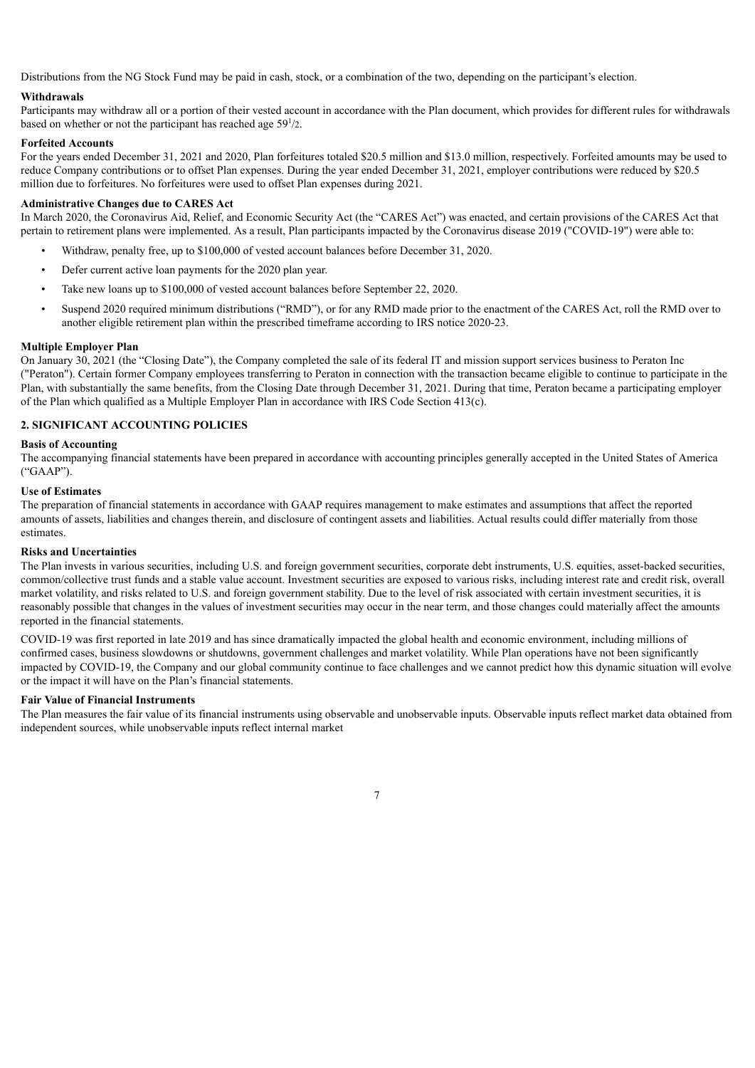Distributions from the NG Stock Fund may be paid in cash, stock, or a combination of the two, depending on the participant's election.

**Withdrawals**

Participants may withdraw all or a portion of their vested account in accordance with the Plan document, which provides for different rules for withdrawals based on whether or not the participant has reached age 59$^{1}/_{2}$.

**Forfeited Accounts**

For the years ended December 31, 2021 and 2020, Plan forfeitures totaled $20.5 million and $13.0 million, respectively. Forfeited amounts may be used to reduce Company contributions or to offset Plan expenses. During the year ended December 31, 2021, employer contributions were reduced by $20.5 million due to forfeitures. No forfeitures were used to offset Plan expenses during 2021.

**Administrative Changes due to CARES Act**

In March 2020, the Coronavirus Aid, Relief, and Economic Security Act (the "CARES Act") was enacted, and certain provisions of the CARES Act that pertain to retirement plans were implemented. As a result, Plan participants impacted by the Coronavirus disease 2019 ("COVID-19") were able to:

- Withdraw, penalty free, up to $100,000 of vested account balances before December 31, 2020.
- Defer current active loan payments for the 2020 plan year.
- Take new loans up to $100,000 of vested account balances before September 22, 2020.
- Suspend 2020 required minimum distributions ("RMD"), or for any RMD made prior to the enactment of the CARES Act, roll the RMD over to another eligible retirement plan within the prescribed timeframe according to IRS notice 2020-23.

**Multiple Employer Plan**

On January 30, 2021 (the "Closing Date"), the Company completed the sale of its federal IT and mission support services business to Peraton Inc ("Peraton"). Certain former Company employees transferring to Peraton in connection with the transaction became eligible to continue to participate in the Plan, with substantially the same benefits, from the Closing Date through December 31, 2021. During that time, Peraton became a participating employer of the Plan which qualified as a Multiple Employer Plan in accordance with IRS Code Section 413(c).

## 2. SIGNIFICANT ACCOUNTING POLICIES

**Basis of Accounting**

The accompanying financial statements have been prepared in accordance with accounting principles generally accepted in the United States of America ("GAAP").

**Use of Estimates**

The preparation of financial statements in accordance with GAAP requires management to make estimates and assumptions that affect the reported amounts of assets, liabilities and changes therein, and disclosure of contingent assets and liabilities. Actual results could differ materially from those estimates.

**Risks and Uncertainties**

The Plan invests in various securities, including U.S. and foreign government securities, corporate debt instruments, U.S. equities, asset-backed securities, common/collective trust funds and a stable value account. Investment securities are exposed to various risks, including interest rate and credit risk, overall market volatility, and risks related to U.S. and foreign government stability. Due to the level of risk associated with certain investment securities, it is reasonably possible that changes in the values of investment securities may occur in the near term, and those changes could materially affect the amounts reported in the financial statements.

COVID-19 was first reported in late 2019 and has since dramatically impacted the global health and economic environment, including millions of confirmed cases, business slowdowns or shutdowns, government challenges and market volatility. While Plan operations have not been significantly impacted by COVID-19, the Company and our global community continue to face challenges and we cannot predict how this dynamic situation will evolve or the impact it will have on the Plan's financial statements.

**Fair Value of Financial Instruments**

The Plan measures the fair value of its financial instruments using observable and unobservable inputs. Observable inputs reflect market data obtained from independent sources, while unobservable inputs reflect internal market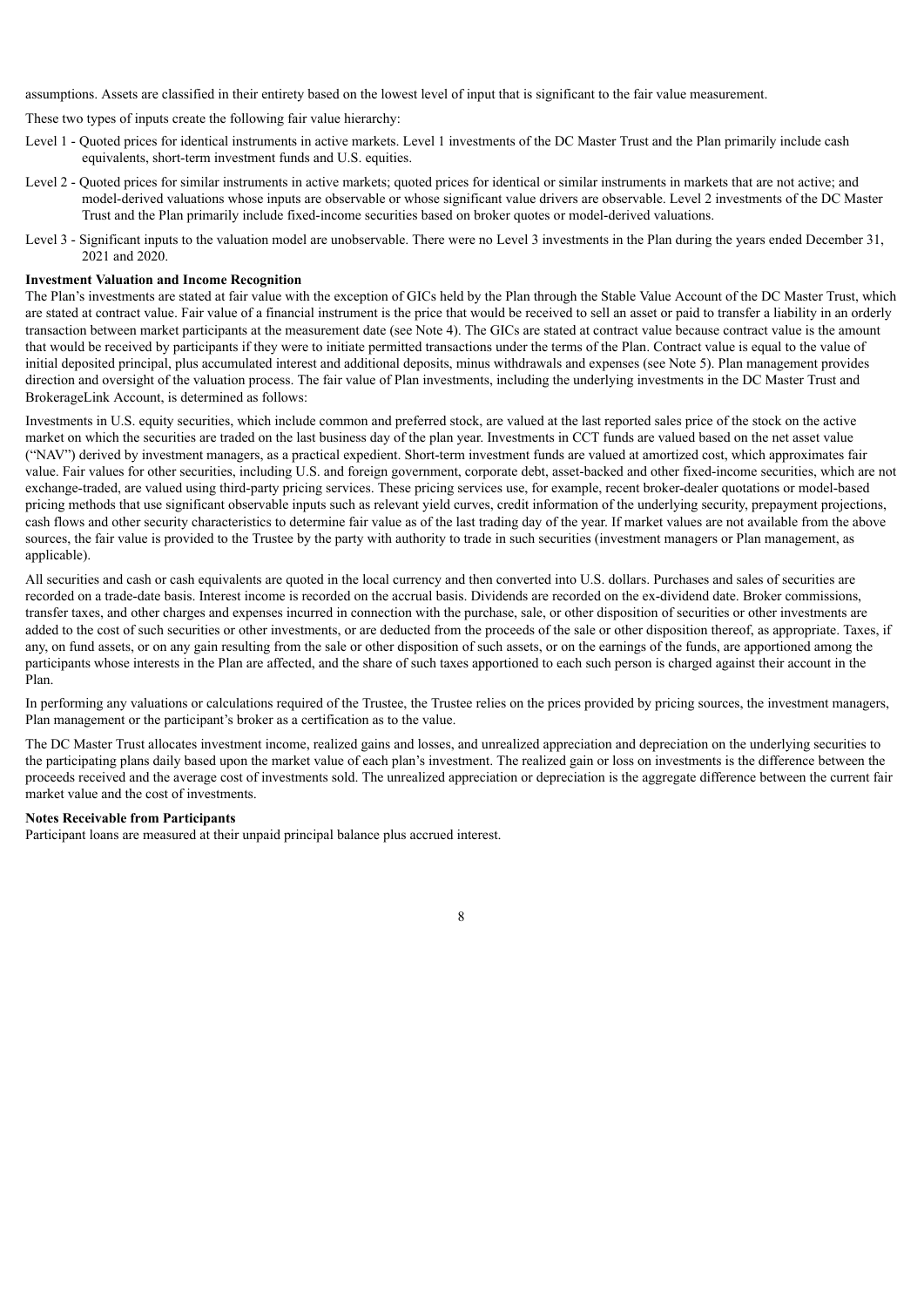assumptions. Assets are classified in their entirety based on the lowest level of input that is significant to the fair value measurement.

These two types of inputs create the following fair value hierarchy:

Level 1 - Quoted prices for identical instruments in active markets. Level 1 investments of the DC Master Trust and the Plan primarily include cash equivalents, short-term investment funds and U.S. equities.

Level 2 - Quoted prices for similar instruments in active markets; quoted prices for identical or similar instruments in markets that are not active; and model-derived valuations whose inputs are observable or whose significant value drivers are observable. Level 2 investments of the DC Master Trust and the Plan primarily include fixed-income securities based on broker quotes or model-derived valuations.

Level 3 - Significant inputs to the valuation model are unobservable. There were no Level 3 investments in the Plan during the years ended December 31, 2021 and 2020.

**Investment Valuation and Income Recognition**

The Plan's investments are stated at fair value with the exception of GICs held by the Plan through the Stable Value Account of the DC Master Trust, which are stated at contract value. Fair value of a financial instrument is the price that would be received to sell an asset or paid to transfer a liability in an orderly transaction between market participants at the measurement date (see Note 4). The GICs are stated at contract value because contract value is the amount that would be received by participants if they were to initiate permitted transactions under the terms of the Plan. Contract value is equal to the value of initial deposited principal, plus accumulated interest and additional deposits, minus withdrawals and expenses (see Note 5). Plan management provides direction and oversight of the valuation process. The fair value of Plan investments, including the underlying investments in the DC Master Trust and BrokerageLink Account, is determined as follows:

Investments in U.S. equity securities, which include common and preferred stock, are valued at the last reported sales price of the stock on the active market on which the securities are traded on the last business day of the plan year. Investments in CCT funds are valued based on the net asset value ("NAV") derived by investment managers, as a practical expedient. Short-term investment funds are valued at amortized cost, which approximates fair value. Fair values for other securities, including U.S. and foreign government, corporate debt, asset-backed and other fixed-income securities, which are not exchange-traded, are valued using third-party pricing services. These pricing services use, for example, recent broker-dealer quotations or model-based pricing methods that use significant observable inputs such as relevant yield curves, credit information of the underlying security, prepayment projections, cash flows and other security characteristics to determine fair value as of the last trading day of the year. If market values are not available from the above sources, the fair value is provided to the Trustee by the party with authority to trade in such securities (investment managers or Plan management, as applicable).

All securities and cash or cash equivalents are quoted in the local currency and then converted into U.S. dollars. Purchases and sales of securities are recorded on a trade-date basis. Interest income is recorded on the accrual basis. Dividends are recorded on the ex-dividend date. Broker commissions, transfer taxes, and other charges and expenses incurred in connection with the purchase, sale, or other disposition of securities or other investments are added to the cost of such securities or other investments, or are deducted from the proceeds of the sale or other disposition thereof, as appropriate. Taxes, if any, on fund assets, or on any gain resulting from the sale or other disposition of such assets, or on the earnings of the funds, are apportioned among the participants whose interests in the Plan are affected, and the share of such taxes apportioned to each such person is charged against their account in the Plan.

In performing any valuations or calculations required of the Trustee, the Trustee relies on the prices provided by pricing sources, the investment managers, Plan management or the participant's broker as a certification as to the value.

The DC Master Trust allocates investment income, realized gains and losses, and unrealized appreciation and depreciation on the underlying securities to the participating plans daily based upon the market value of each plan's investment. The realized gain or loss on investments is the difference between the proceeds received and the average cost of investments sold. The unrealized appreciation or depreciation is the aggregate difference between the current fair market value and the cost of investments.

**Notes Receivable from Participants**

Participant loans are measured at their unpaid principal balance plus accrued interest.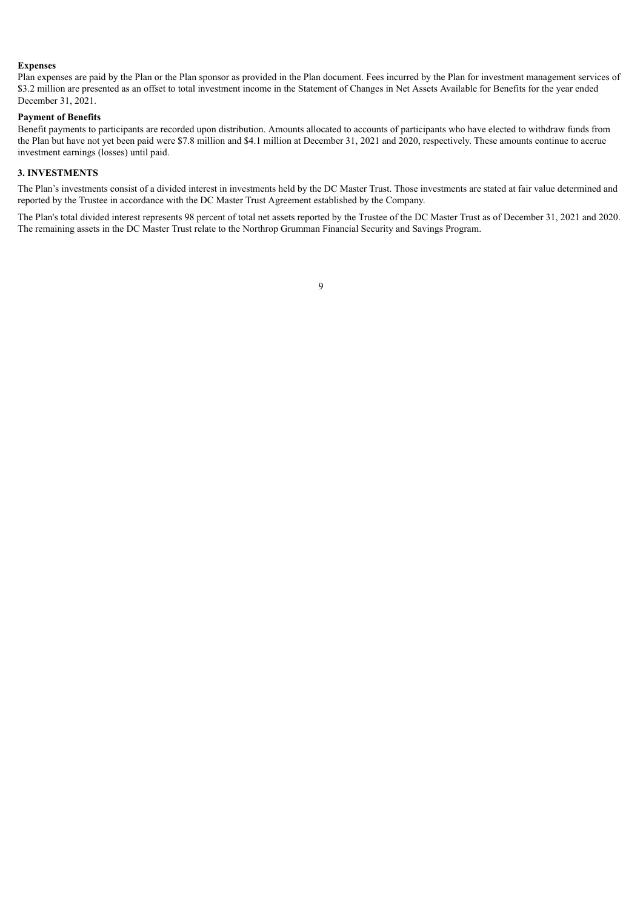**Expenses**

Plan expenses are paid by the Plan or the Plan sponsor as provided in the Plan document. Fees incurred by the Plan for investment management services of \$3.2 million are presented as an offset to total investment income in the Statement of Changes in Net Assets Available for Benefits for the year ended December 31, 2021.

**Payment of Benefits**

Benefit payments to participants are recorded upon distribution. Amounts allocated to accounts of participants who have elected to withdraw funds from the Plan but have not yet been paid were \$7.8 million and \$4.1 million at December 31, 2021 and 2020, respectively. These amounts continue to accrue investment earnings (losses) until paid.

## 3. INVESTMENTS

The Plan's investments consist of a divided interest in investments held by the DC Master Trust. Those investments are stated at fair value determined and reported by the Trustee in accordance with the DC Master Trust Agreement established by the Company.

The Plan's total divided interest represents 98 percent of total net assets reported by the Trustee of the DC Master Trust as of December 31, 2021 and 2020. The remaining assets in the DC Master Trust relate to the Northrop Grumman Financial Security and Savings Program.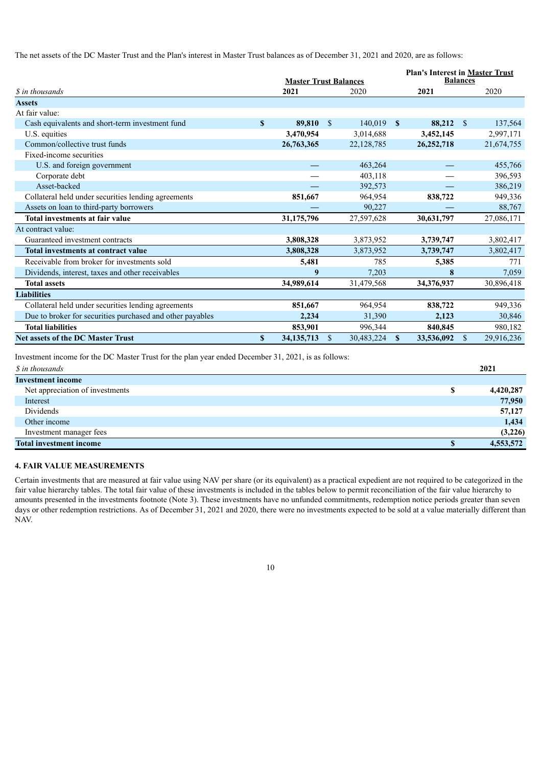The net assets of the DC Master Trust and the Plan's interest in Master Trust balances as of December 31, 2021 and 2020, are as follows:

| *$ in thousands* | Master Trust Balances 2021 | Master Trust Balances 2020 | Plan's Interest in Master Trust Balances 2021 | Plan's Interest in Master Trust Balances 2020 |
|---|---|---|---|---|
| **Assets** | | | | |
| At fair value: | | | | |
| Cash equivalents and short-term investment fund | **$ 89,810** | $ 140,019 | **$ 88,212** | $ 137,564 |
| U.S. equities | **3,470,954** | 3,014,688 | **3,452,145** | 2,997,171 |
| Common/collective trust funds | **26,763,365** | 22,128,785 | **26,252,718** | 21,674,755 |
| Fixed-income securities | | | | |
| U.S. and foreign government | **—** | 463,264 | **—** | 455,766 |
| Corporate debt | **—** | 403,118 | **—** | 396,593 |
| Asset-backed | **—** | 392,573 | **—** | 386,219 |
| Collateral held under securities lending agreements | **851,667** | 964,954 | **838,722** | 949,336 |
| Assets on loan to third-party borrowers | **—** | 90,227 | **—** | 88,767 |
| **Total investments at fair value** | **31,175,796** | 27,597,628 | **30,631,797** | 27,086,171 |
| At contract value: | | | | |
| Guaranteed investment contracts | **3,808,328** | 3,873,952 | **3,739,747** | 3,802,417 |
| **Total investments at contract value** | **3,808,328** | 3,873,952 | **3,739,747** | 3,802,417 |
| Receivable from broker for investments sold | **5,481** | 785 | **5,385** | 771 |
| Dividends, interest, taxes and other receivables | **9** | 7,203 | **8** | 7,059 |
| **Total assets** | **34,989,614** | 31,479,568 | **34,376,937** | 30,896,418 |
| **Liabilities** | | | | |
| Collateral held under securities lending agreements | **851,667** | 964,954 | **838,722** | 949,336 |
| Due to broker for securities purchased and other payables | **2,234** | 31,390 | **2,123** | 30,846 |
| **Total liabilities** | **853,901** | 996,344 | **840,845** | 980,182 |
| **Net assets of the DC Master Trust** | **$ 34,135,713** | $ 30,483,224 | **$ 33,536,092** | $ 29,916,236 |

Investment income for the DC Master Trust for the plan year ended December 31, 2021, is as follows:

| *$ in thousands* | 2021 |
|---|---|
| **Investment income** | |
| Net appreciation of investments | **$ 4,420,287** |
| Interest | **77,950** |
| Dividends | **57,127** |
| Other income | **1,434** |
| Investment manager fees | **(3,226)** |
| **Total investment income** | **$ 4,553,572** |

## 4. FAIR VALUE MEASUREMENTS

Certain investments that are measured at fair value using NAV per share (or its equivalent) as a practical expedient are not required to be categorized in the fair value hierarchy tables. The total fair value of these investments is included in the tables below to permit reconciliation of the fair value hierarchy to amounts presented in the investments footnote (Note 3). These investments have no unfunded commitments, redemption notice periods greater than seven days or other redemption restrictions. As of December 31, 2021 and 2020, there were no investments expected to be sold at a value materially different than NAV.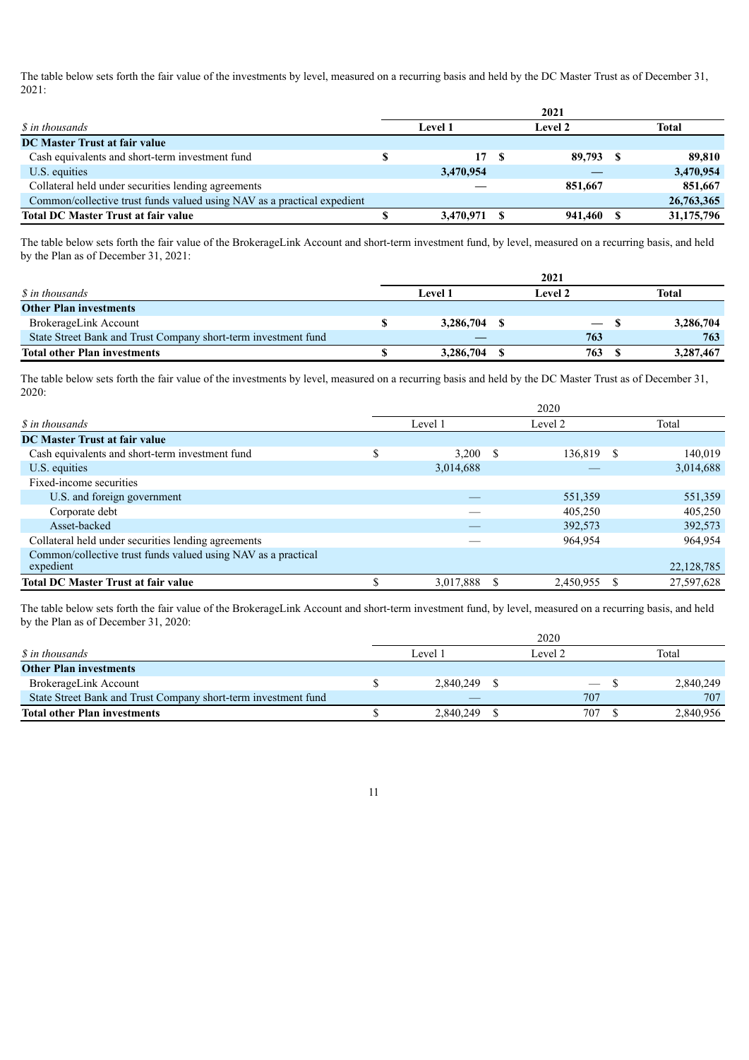The table below sets forth the fair value of the investments by level, measured on a recurring basis and held by the DC Master Trust as of December 31, 2021:

| | 2021 | | |
|---|---|---|---|
| *$ in thousands* | **Level 1** | **Level 2** | **Total** |
| **DC Master Trust at fair value** | | | |
| Cash equivalents and short-term investment fund | **$ 17** | **$ 89,793** | **$ 89,810** |
| U.S. equities | **3,470,954** | **—** | **3,470,954** |
| Collateral held under securities lending agreements | **—** | **851,667** | **851,667** |
| Common/collective trust funds valued using NAV as a practical expedient | | | **26,763,365** |
| **Total DC Master Trust at fair value** | **$ 3,470,971** | **$ 941,460** | **$ 31,175,796** |

The table below sets forth the fair value of the BrokerageLink Account and short-term investment fund, by level, measured on a recurring basis, and held by the Plan as of December 31, 2021:

| | 2021 | | |
|---|---|---|---|
| *$ in thousands* | **Level 1** | **Level 2** | **Total** |
| **Other Plan investments** | | | |
| BrokerageLink Account | **$ 3,286,704** | **$ —** | **$ 3,286,704** |
| State Street Bank and Trust Company short-term investment fund | **—** | **763** | **763** |
| **Total other Plan investments** | **$ 3,286,704** | **$ 763** | **$ 3,287,467** |

The table below sets forth the fair value of the investments by level, measured on a recurring basis and held by the DC Master Trust as of December 31, 2020:

| | 2020 | | |
|---|---|---|---|
| *$ in thousands* | Level 1 | Level 2 | Total |
| **DC Master Trust at fair value** | | | |
| Cash equivalents and short-term investment fund | $ 3,200 | $ 136,819 | $ 140,019 |
| U.S. equities | 3,014,688 | — | 3,014,688 |
| Fixed-income securities | | | |
| U.S. and foreign government | — | 551,359 | 551,359 |
| Corporate debt | — | 405,250 | 405,250 |
| Asset-backed | — | 392,573 | 392,573 |
| Collateral held under securities lending agreements | — | 964,954 | 964,954 |
| Common/collective trust funds valued using NAV as a practical expedient | | | 22,128,785 |
| **Total DC Master Trust at fair value** | $ 3,017,888 | $ 2,450,955 | $ 27,597,628 |

The table below sets forth the fair value of the BrokerageLink Account and short-term investment fund, by level, measured on a recurring basis, and held by the Plan as of December 31, 2020:

| | 2020 | | |
|---|---|---|---|
| *$ in thousands* | Level 1 | Level 2 | Total |
| **Other Plan investments** | | | |
| BrokerageLink Account | $ 2,840,249 | $ — | $ 2,840,249 |
| State Street Bank and Trust Company short-term investment fund | — | 707 | 707 |
| **Total other Plan investments** | $ 2,840,249 | $ 707 | $ 2,840,956 |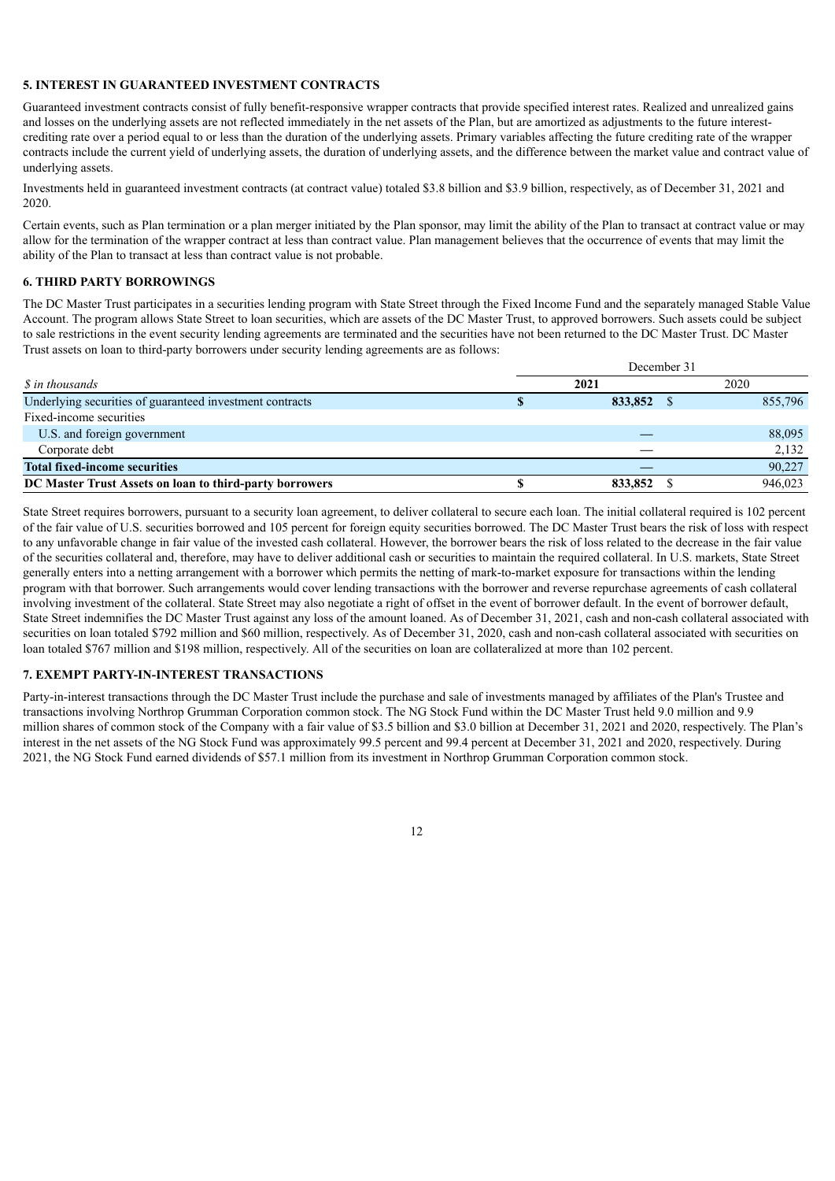### 5. INTEREST IN GUARANTEED INVESTMENT CONTRACTS

Guaranteed investment contracts consist of fully benefit-responsive wrapper contracts that provide specified interest rates. Realized and unrealized gains and losses on the underlying assets are not reflected immediately in the net assets of the Plan, but are amortized as adjustments to the future interest-crediting rate over a period equal to or less than the duration of the underlying assets. Primary variables affecting the future crediting rate of the wrapper contracts include the current yield of underlying assets, the duration of underlying assets, and the difference between the market value and contract value of underlying assets.

Investments held in guaranteed investment contracts (at contract value) totaled $3.8 billion and $3.9 billion, respectively, as of December 31, 2021 and 2020.

Certain events, such as Plan termination or a plan merger initiated by the Plan sponsor, may limit the ability of the Plan to transact at contract value or may allow for the termination of the wrapper contract at less than contract value. Plan management believes that the occurrence of events that may limit the ability of the Plan to transact at less than contract value is not probable.

### 6. THIRD PARTY BORROWINGS

The DC Master Trust participates in a securities lending program with State Street through the Fixed Income Fund and the separately managed Stable Value Account. The program allows State Street to loan securities, which are assets of the DC Master Trust, to approved borrowers. Such assets could be subject to sale restrictions in the event security lending agreements are terminated and the securities have not been returned to the DC Master Trust. DC Master Trust assets on loan to third-party borrowers under security lending agreements are as follows:

| | December 31 | |
|---|---|---|
| *$ in thousands* | **2021** | 2020 |
| Underlying securities of guaranteed investment contracts | **$ 833,852** | $ 855,796 |
| Fixed-income securities | | |
| U.S. and foreign government | **—** | 88,095 |
| Corporate debt | **—** | 2,132 |
| **Total fixed-income securities** | **—** | 90,227 |
| **DC Master Trust Assets on loan to third-party borrowers** | **$ 833,852** | $ 946,023 |

State Street requires borrowers, pursuant to a security loan agreement, to deliver collateral to secure each loan. The initial collateral required is 102 percent of the fair value of U.S. securities borrowed and 105 percent for foreign equity securities borrowed. The DC Master Trust bears the risk of loss with respect to any unfavorable change in fair value of the invested cash collateral. However, the borrower bears the risk of loss related to the decrease in the fair value of the securities collateral and, therefore, may have to deliver additional cash or securities to maintain the required collateral. In U.S. markets, State Street generally enters into a netting arrangement with a borrower which permits the netting of mark-to-market exposure for transactions within the lending program with that borrower. Such arrangements would cover lending transactions with the borrower and reverse repurchase agreements of cash collateral involving investment of the collateral. State Street may also negotiate a right of offset in the event of borrower default. In the event of borrower default, State Street indemnifies the DC Master Trust against any loss of the amount loaned. As of December 31, 2021, cash and non-cash collateral associated with securities on loan totaled $792 million and $60 million, respectively. As of December 31, 2020, cash and non-cash collateral associated with securities on loan totaled $767 million and $198 million, respectively. All of the securities on loan are collateralized at more than 102 percent.

### 7. EXEMPT PARTY-IN-INTEREST TRANSACTIONS

Party-in-interest transactions through the DC Master Trust include the purchase and sale of investments managed by affiliates of the Plan's Trustee and transactions involving Northrop Grumman Corporation common stock. The NG Stock Fund within the DC Master Trust held 9.0 million and 9.9 million shares of common stock of the Company with a fair value of $3.5 billion and $3.0 billion at December 31, 2021 and 2020, respectively. The Plan's interest in the net assets of the NG Stock Fund was approximately 99.5 percent and 99.4 percent at December 31, 2021 and 2020, respectively. During 2021, the NG Stock Fund earned dividends of $57.1 million from its investment in Northrop Grumman Corporation common stock.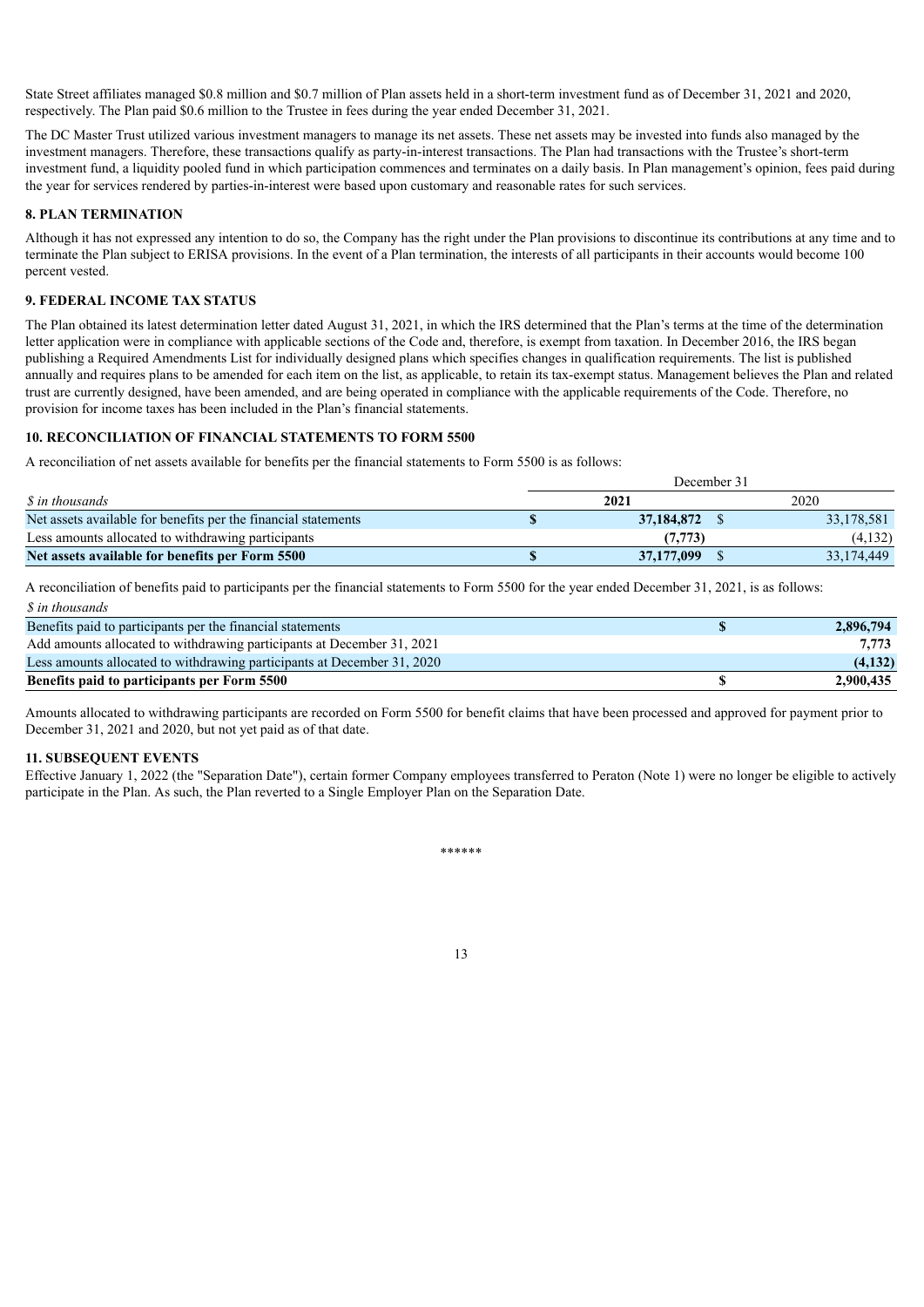State Street affiliates managed \$0.8 million and \$0.7 million of Plan assets held in a short-term investment fund as of December 31, 2021 and 2020, respectively. The Plan paid \$0.6 million to the Trustee in fees during the year ended December 31, 2021.

The DC Master Trust utilized various investment managers to manage its net assets. These net assets may be invested into funds also managed by the investment managers. Therefore, these transactions qualify as party-in-interest transactions. The Plan had transactions with the Trustee's short-term investment fund, a liquidity pooled fund in which participation commences and terminates on a daily basis. In Plan management's opinion, fees paid during the year for services rendered by parties-in-interest were based upon customary and reasonable rates for such services.

### 8. PLAN TERMINATION

Although it has not expressed any intention to do so, the Company has the right under the Plan provisions to discontinue its contributions at any time and to terminate the Plan subject to ERISA provisions. In the event of a Plan termination, the interests of all participants in their accounts would become 100 percent vested.

### 9. FEDERAL INCOME TAX STATUS

The Plan obtained its latest determination letter dated August 31, 2021, in which the IRS determined that the Plan's terms at the time of the determination letter application were in compliance with applicable sections of the Code and, therefore, is exempt from taxation. In December 2016, the IRS began publishing a Required Amendments List for individually designed plans which specifies changes in qualification requirements. The list is published annually and requires plans to be amended for each item on the list, as applicable, to retain its tax-exempt status. Management believes the Plan and related trust are currently designed, have been amended, and are being operated in compliance with the applicable requirements of the Code. Therefore, no provision for income taxes has been included in the Plan's financial statements.

### 10. RECONCILIATION OF FINANCIAL STATEMENTS TO FORM 5500

A reconciliation of net assets available for benefits per the financial statements to Form 5500 is as follows:

| | December 31 | | | |
|---|---|---|---|---|
| *\$ in thousands* | | **2021** | | 2020 |
| Net assets available for benefits per the financial statements | **\$** | **37,184,872** | \$ | 33,178,581 |
| Less amounts allocated to withdrawing participants | | **(7,773)** | | (4,132) |
| **Net assets available for benefits per Form 5500** | **\$** | **37,177,099** | \$ | 33,174,449 |

A reconciliation of benefits paid to participants per the financial statements to Form 5500 for the year ended December 31, 2021, is as follows:

| *\$ in thousands* | | |
|---|---|---|
| Benefits paid to participants per the financial statements | **\$** | **2,896,794** |
| Add amounts allocated to withdrawing participants at December 31, 2021 | | **7,773** |
| Less amounts allocated to withdrawing participants at December 31, 2020 | | **(4,132)** |
| **Benefits paid to participants per Form 5500** | **\$** | **2,900,435** |

Amounts allocated to withdrawing participants are recorded on Form 5500 for benefit claims that have been processed and approved for payment prior to December 31, 2021 and 2020, but not yet paid as of that date.

### 11. SUBSEQUENT EVENTS

Effective January 1, 2022 (the "Separation Date"), certain former Company employees transferred to Peraton (Note 1) were no longer be eligible to actively participate in the Plan. As such, the Plan reverted to a Single Employer Plan on the Separation Date.

\*\*\*\*\*\*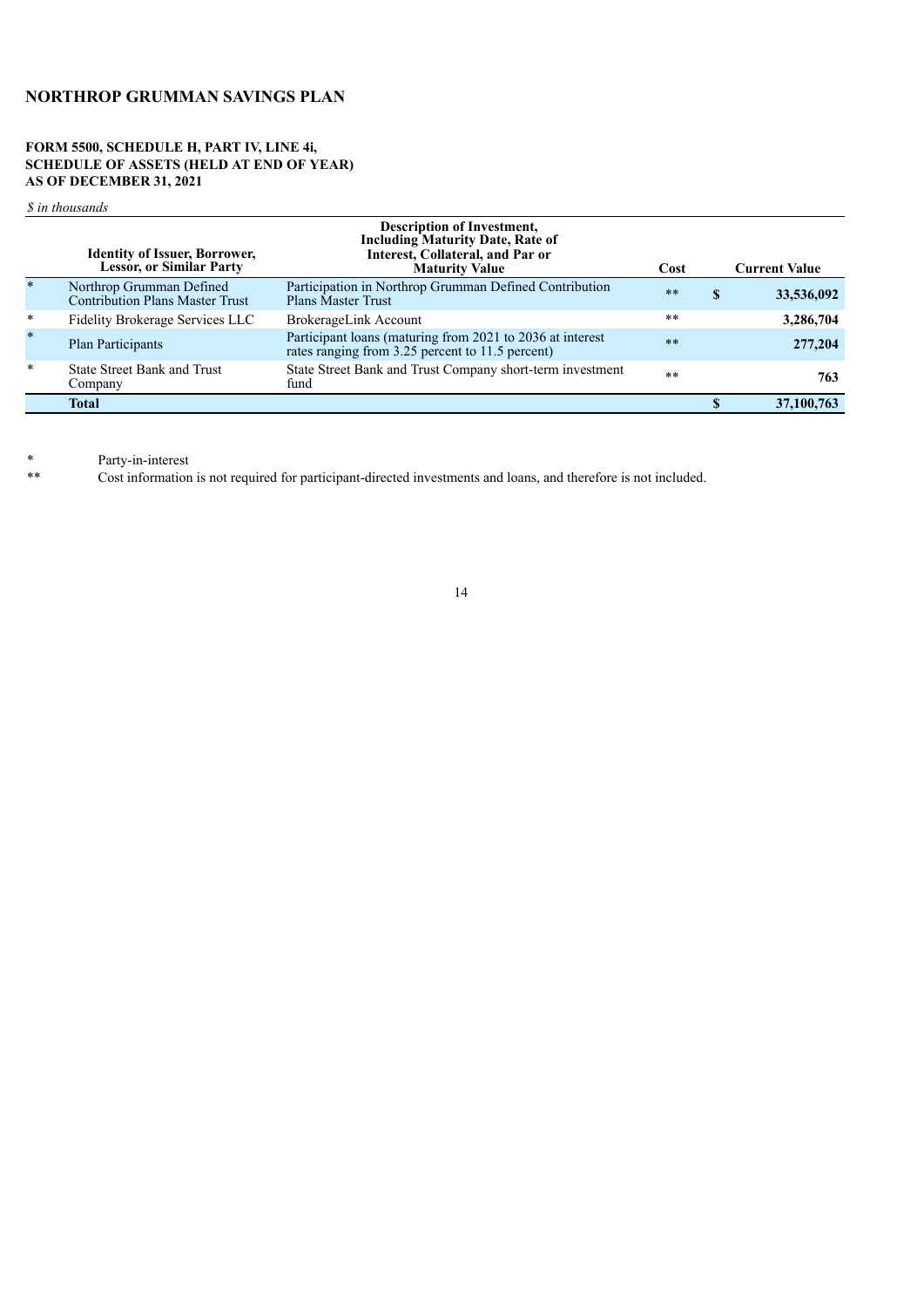# NORTHROP GRUMMAN SAVINGS PLAN

**FORM 5500, SCHEDULE H, PART IV, LINE 4i,**
**SCHEDULE OF ASSETS (HELD AT END OF YEAR)**
**AS OF DECEMBER 31, 2021**

*$ in thousands*

| | Identity of Issuer, Borrower, Lessor, or Similar Party | Description of Investment, Including Maturity Date, Rate of Interest, Collateral, and Par or Maturity Value | Cost | | Current Value |
|---|---|---|---|---|---|
| * | Northrop Grumman Defined Contribution Plans Master Trust | Participation in Northrop Grumman Defined Contribution Plans Master Trust | ** | $ | 33,536,092 |
| * | Fidelity Brokerage Services LLC | BrokerageLink Account | ** | | 3,286,704 |
| * | Plan Participants | Participant loans (maturing from 2021 to 2036 at interest rates ranging from 3.25 percent to 11.5 percent) | ** | | 277,204 |
| * | State Street Bank and Trust Company | State Street Bank and Trust Company short-term investment fund | ** | | 763 |
| | **Total** | | | **$** | **37,100,763** |

\* Party-in-interest

\*\* Cost information is not required for participant-directed investments and loans, and therefore is not included.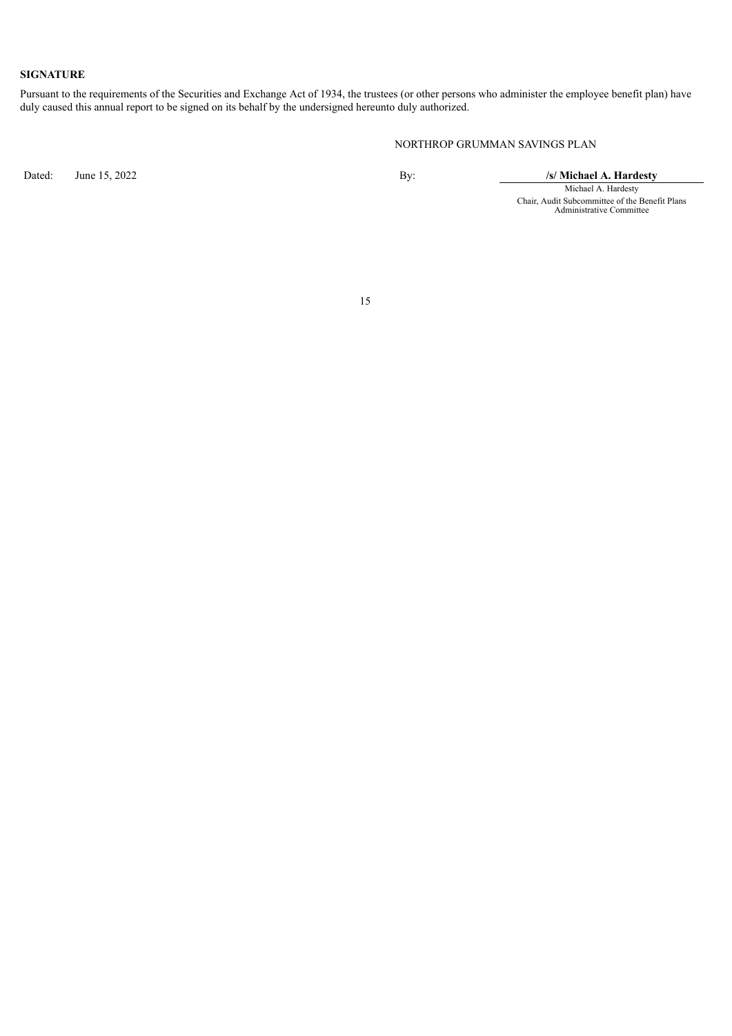**SIGNATURE**

Pursuant to the requirements of the Securities and Exchange Act of 1934, the trustees (or other persons who administer the employee benefit plan) have duly caused this annual report to be signed on its behalf by the undersigned hereunto duly authorized.

NORTHROP GRUMMAN SAVINGS PLAN

| | | | |
|---|---|---|---|
| Dated: | June 15, 2022 | By: | **/s/ Michael A. Hardesty** |
| | | | Michael A. Hardesty |
| | | | Chair, Audit Subcommittee of the Benefit Plans Administrative Committee |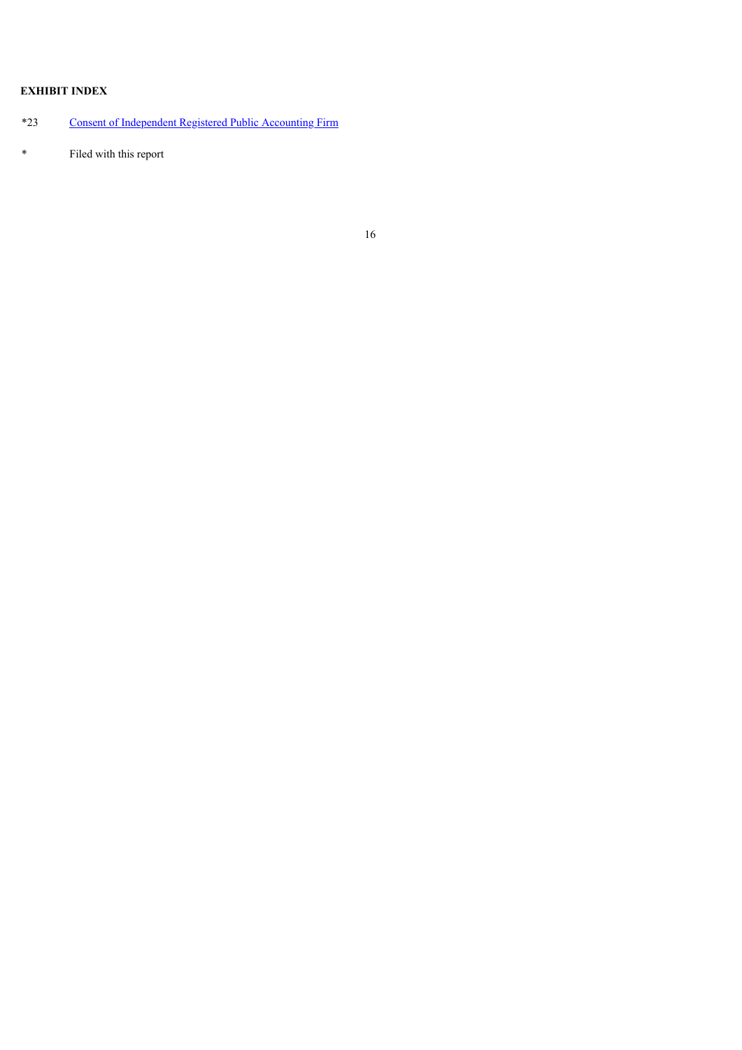**EXHIBIT INDEX**

| | |
|---|---|
| *23 | Consent of Independent Registered Public Accounting Firm |
| * | Filed with this report |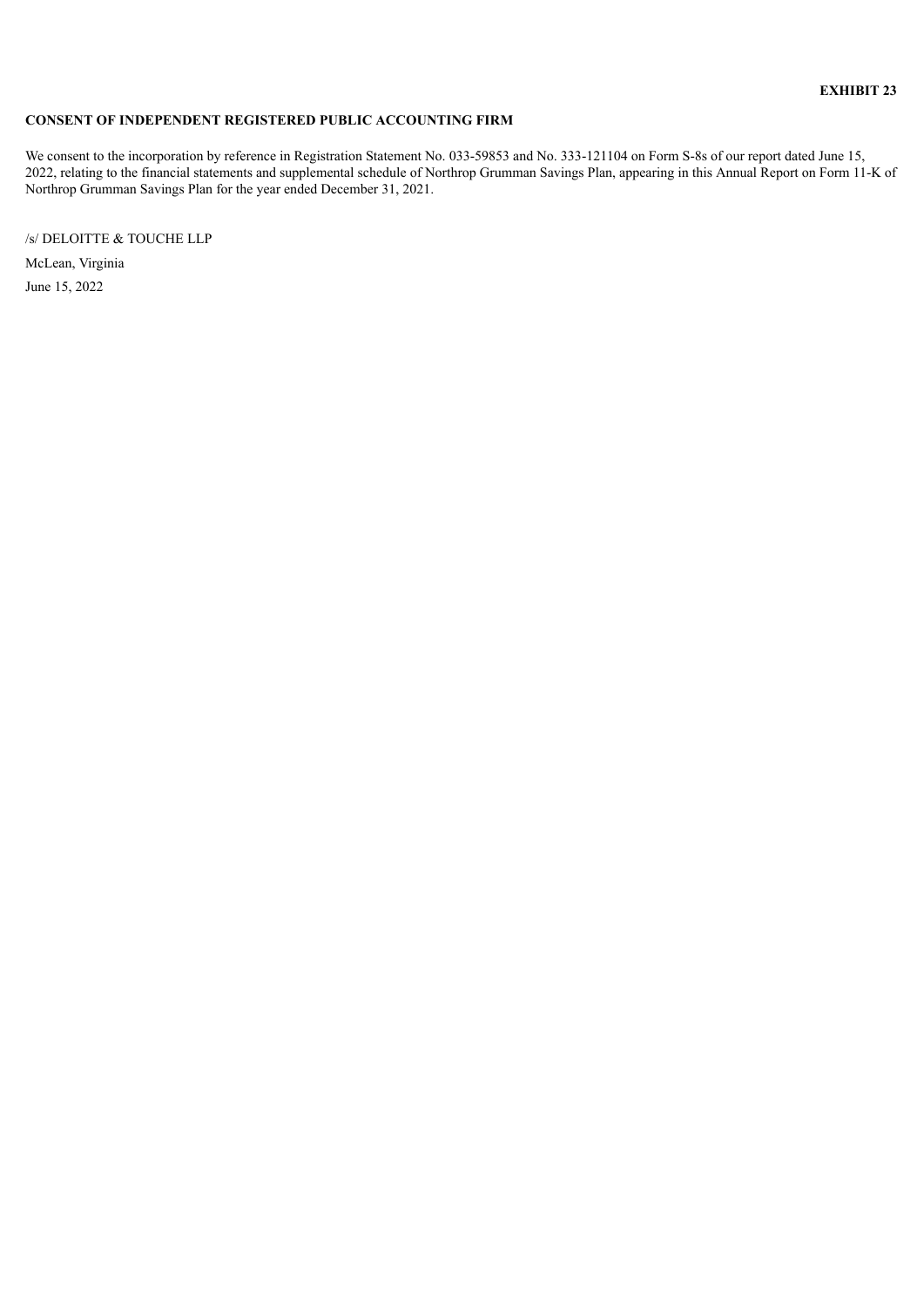**EXHIBIT 23**

**CONSENT OF INDEPENDENT REGISTERED PUBLIC ACCOUNTING FIRM**

We consent to the incorporation by reference in Registration Statement No. 033-59853 and No. 333-121104 on Form S-8s of our report dated June 15, 2022, relating to the financial statements and supplemental schedule of Northrop Grumman Savings Plan, appearing in this Annual Report on Form 11-K of Northrop Grumman Savings Plan for the year ended December 31, 2021.

/s/ DELOITTE & TOUCHE LLP

McLean, Virginia

June 15, 2022